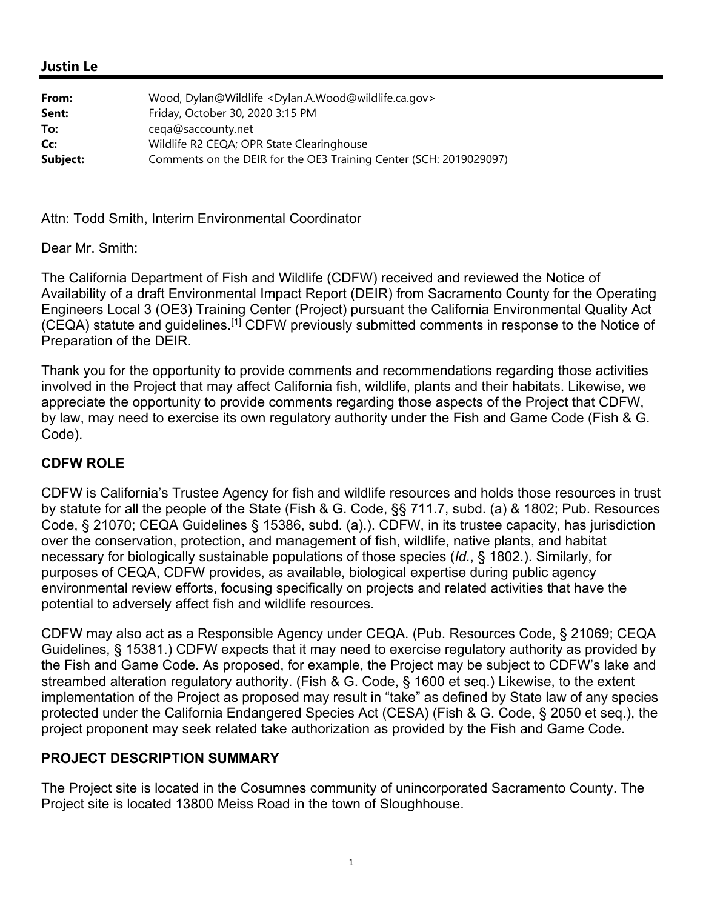**Justin Le**

| | |
|---|---|
| **From:** | Wood, Dylan@Wildlife <Dylan.A.Wood@wildlife.ca.gov> |
| **Sent:** | Friday, October 30, 2020 3:15 PM |
| **To:** | ceqa@saccounty.net |
| **Cc:** | Wildlife R2 CEQA; OPR State Clearinghouse |
| **Subject:** | Comments on the DEIR for the OE3 Training Center (SCH: 2019029097) |

Attn: Todd Smith, Interim Environmental Coordinator

Dear Mr. Smith:

The California Department of Fish and Wildlife (CDFW) received and reviewed the Notice of Availability of a draft Environmental Impact Report (DEIR) from Sacramento County for the Operating Engineers Local 3 (OE3) Training Center (Project) pursuant the California Environmental Quality Act (CEQA) statute and guidelines.[1] CDFW previously submitted comments in response to the Notice of Preparation of the DEIR.

Thank you for the opportunity to provide comments and recommendations regarding those activities involved in the Project that may affect California fish, wildlife, plants and their habitats. Likewise, we appreciate the opportunity to provide comments regarding those aspects of the Project that CDFW, by law, may need to exercise its own regulatory authority under the Fish and Game Code (Fish & G. Code).

## CDFW ROLE

CDFW is California's Trustee Agency for fish and wildlife resources and holds those resources in trust by statute for all the people of the State (Fish & G. Code, §§ 711.7, subd. (a) & 1802; Pub. Resources Code, § 21070; CEQA Guidelines § 15386, subd. (a).). CDFW, in its trustee capacity, has jurisdiction over the conservation, protection, and management of fish, wildlife, native plants, and habitat necessary for biologically sustainable populations of those species (*Id.*, § 1802.). Similarly, for purposes of CEQA, CDFW provides, as available, biological expertise during public agency environmental review efforts, focusing specifically on projects and related activities that have the potential to adversely affect fish and wildlife resources.

CDFW may also act as a Responsible Agency under CEQA. (Pub. Resources Code, § 21069; CEQA Guidelines, § 15381.) CDFW expects that it may need to exercise regulatory authority as provided by the Fish and Game Code. As proposed, for example, the Project may be subject to CDFW's lake and streambed alteration regulatory authority. (Fish & G. Code, § 1600 et seq.) Likewise, to the extent implementation of the Project as proposed may result in "take" as defined by State law of any species protected under the California Endangered Species Act (CESA) (Fish & G. Code, § 2050 et seq.), the project proponent may seek related take authorization as provided by the Fish and Game Code.

## PROJECT DESCRIPTION SUMMARY

The Project site is located in the Cosumnes community of unincorporated Sacramento County. The Project site is located 13800 Meiss Road in the town of Sloughhouse.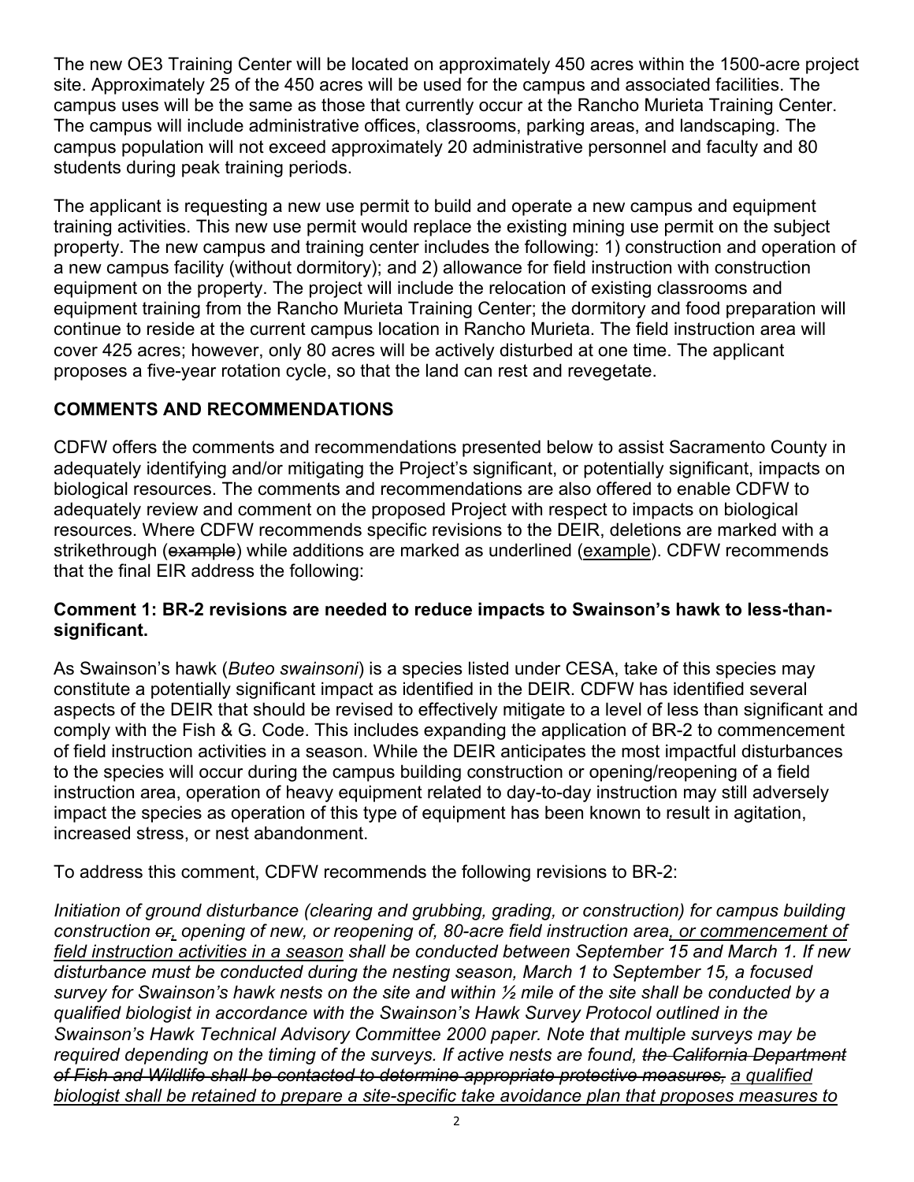The new OE3 Training Center will be located on approximately 450 acres within the 1500-acre project site. Approximately 25 of the 450 acres will be used for the campus and associated facilities. The campus uses will be the same as those that currently occur at the Rancho Murieta Training Center. The campus will include administrative offices, classrooms, parking areas, and landscaping. The campus population will not exceed approximately 20 administrative personnel and faculty and 80 students during peak training periods.

The applicant is requesting a new use permit to build and operate a new campus and equipment training activities. This new use permit would replace the existing mining use permit on the subject property. The new campus and training center includes the following: 1) construction and operation of a new campus facility (without dormitory); and 2) allowance for field instruction with construction equipment on the property. The project will include the relocation of existing classrooms and equipment training from the Rancho Murieta Training Center; the dormitory and food preparation will continue to reside at the current campus location in Rancho Murieta. The field instruction area will cover 425 acres; however, only 80 acres will be actively disturbed at one time. The applicant proposes a five-year rotation cycle, so that the land can rest and revegetate.

## COMMENTS AND RECOMMENDATIONS

CDFW offers the comments and recommendations presented below to assist Sacramento County in adequately identifying and/or mitigating the Project's significant, or potentially significant, impacts on biological resources. The comments and recommendations are also offered to enable CDFW to adequately review and comment on the proposed Project with respect to impacts on biological resources. Where CDFW recommends specific revisions to the DEIR, deletions are marked with a strikethrough (~~example~~) while additions are marked as underlined (<u>example</u>). CDFW recommends that the final EIR address the following:

### Comment 1: BR-2 revisions are needed to reduce impacts to Swainson's hawk to less-than-significant.

As Swainson's hawk (*Buteo swainsoni*) is a species listed under CESA, take of this species may constitute a potentially significant impact as identified in the DEIR. CDFW has identified several aspects of the DEIR that should be revised to effectively mitigate to a level of less than significant and comply with the Fish & G. Code. This includes expanding the application of BR-2 to commencement of field instruction activities in a season. While the DEIR anticipates the most impactful disturbances to the species will occur during the campus building construction or opening/reopening of a field instruction area, operation of heavy equipment related to day-to-day instruction may still adversely impact the species as operation of this type of equipment has been known to result in agitation, increased stress, or nest abandonment.

To address this comment, CDFW recommends the following revisions to BR-2:

*Initiation of ground disturbance (clearing and grubbing, grading, or construction) for campus building construction ~~or~~<u>,</u> opening of new, or reopening of, 80-acre field instruction area<u>, or commencement of field instruction activities in a season</u> shall be conducted between September 15 and March 1. If new disturbance must be conducted during the nesting season, March 1 to September 15, a focused survey for Swainson's hawk nests on the site and within ½ mile of the site shall be conducted by a qualified biologist in accordance with the Swainson's Hawk Survey Protocol outlined in the Swainson's Hawk Technical Advisory Committee 2000 paper. Note that multiple surveys may be required depending on the timing of the surveys. If active nests are found, ~~the California Department of Fish and Wildlife shall be contacted to determine appropriate protective measures,~~ <u>a qualified biologist shall be retained to prepare a site-specific take avoidance plan that proposes measures to</u>*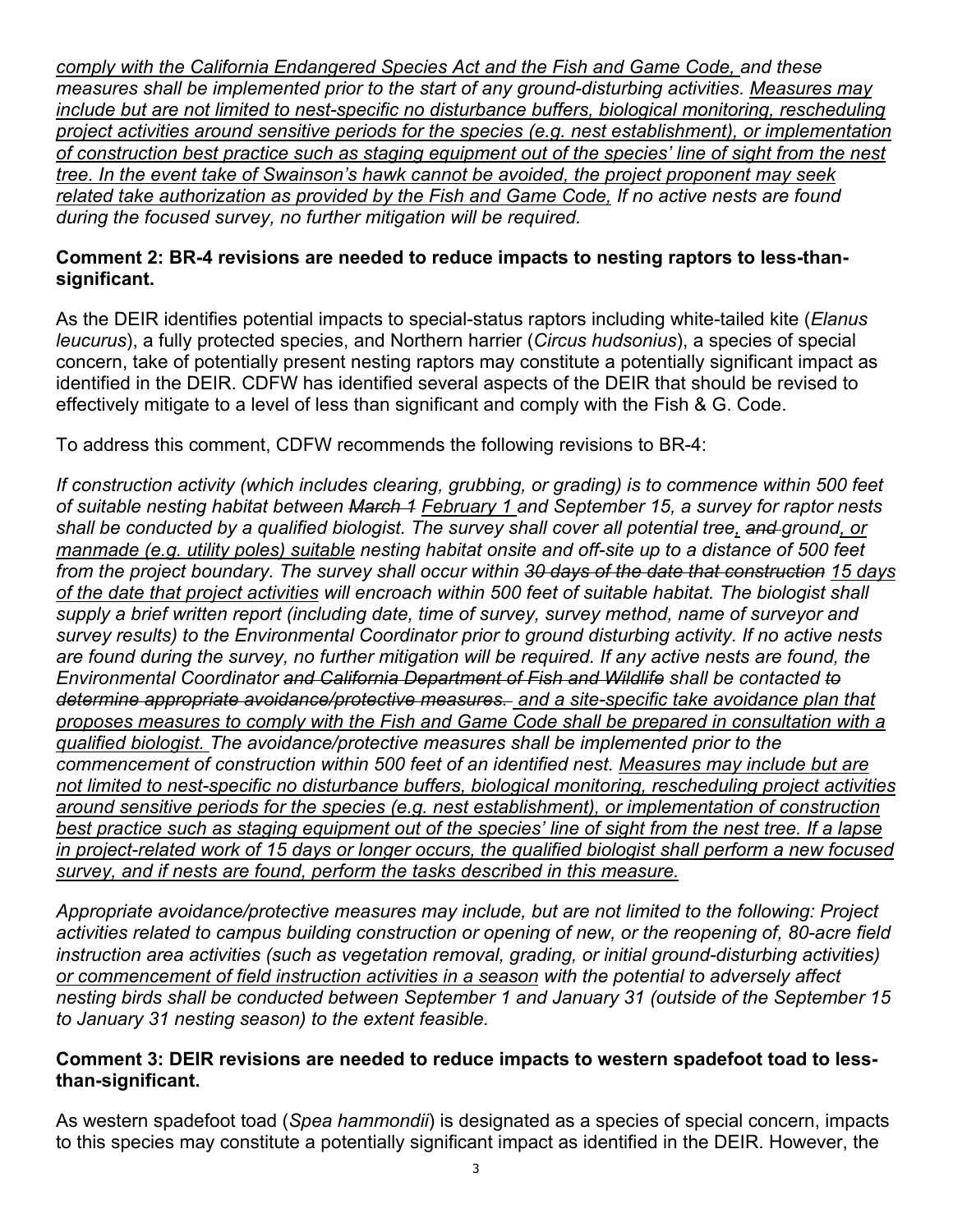*comply with the California Endangered Species Act and the Fish and Game Code, and these measures shall be implemented prior to the start of any ground-disturbing activities. <u>Measures may include but are not limited to nest-specific no disturbance buffers, biological monitoring, rescheduling project activities around sensitive periods for the species (e.g. nest establishment), or implementation of construction best practice such as staging equipment out of the species' line of sight from the nest tree. In the event take of Swainson's hawk cannot be avoided, the project proponent may seek related take authorization as provided by the Fish and Game Code,</u> If no active nests are found during the focused survey, no further mitigation will be required.*

**Comment 2: BR-4 revisions are needed to reduce impacts to nesting raptors to less-than-significant.**

As the DEIR identifies potential impacts to special-status raptors including white-tailed kite (*Elanus leucurus*), a fully protected species, and Northern harrier (*Circus hudsonius*), a species of special concern, take of potentially present nesting raptors may constitute a potentially significant impact as identified in the DEIR. CDFW has identified several aspects of the DEIR that should be revised to effectively mitigate to a level of less than significant and comply with the Fish & G. Code.

To address this comment, CDFW recommends the following revisions to BR-4:

*If construction activity (which includes clearing, grubbing, or grading) is to commence within 500 feet of suitable nesting habitat between ~~March 1~~ <u>February 1</u> and September 15, a survey for raptor nests shall be conducted by a qualified biologist. The survey shall cover all potential tree<u>,</u> ~~and~~ ground<u>, or manmade (e.g. utility poles) suitable</u> nesting habitat onsite and off-site up to a distance of 500 feet from the project boundary. The survey shall occur within ~~30 days of the date that construction~~ <u>15 days of the date that project activities</u> will encroach within 500 feet of suitable habitat. The biologist shall supply a brief written report (including date, time of survey, survey method, name of surveyor and survey results) to the Environmental Coordinator prior to ground disturbing activity. If no active nests are found during the survey, no further mitigation will be required. If any active nests are found, the Environmental Coordinator ~~and California Department of Fish and Wildlife~~ shall be contacted ~~to determine appropriate avoidance/protective measures.~~ <u>and a site-specific take avoidance plan that proposes measures to comply with the Fish and Game Code shall be prepared in consultation with a qualified biologist.</u> The avoidance/protective measures shall be implemented prior to the commencement of construction within 500 feet of an identified nest. <u>Measures may include but are not limited to nest-specific no disturbance buffers, biological monitoring, rescheduling project activities around sensitive periods for the species (e.g. nest establishment), or implementation of construction best practice such as staging equipment out of the species' line of sight from the nest tree. If a lapse in project-related work of 15 days or longer occurs, the qualified biologist shall perform a new focused survey, and if nests are found, perform the tasks described in this measure.</u>*

*Appropriate avoidance/protective measures may include, but are not limited to the following: Project activities related to campus building construction or opening of new, or the reopening of, 80-acre field instruction area activities (such as vegetation removal, grading, or initial ground-disturbing activities) <u>or commencement of field instruction activities in a season</u> with the potential to adversely affect nesting birds shall be conducted between September 1 and January 31 (outside of the September 15 to January 31 nesting season) to the extent feasible.*

**Comment 3: DEIR revisions are needed to reduce impacts to western spadefoot toad to less-than-significant.**

As western spadefoot toad (*Spea hammondii*) is designated as a species of special concern, impacts to this species may constitute a potentially significant impact as identified in the DEIR. However, the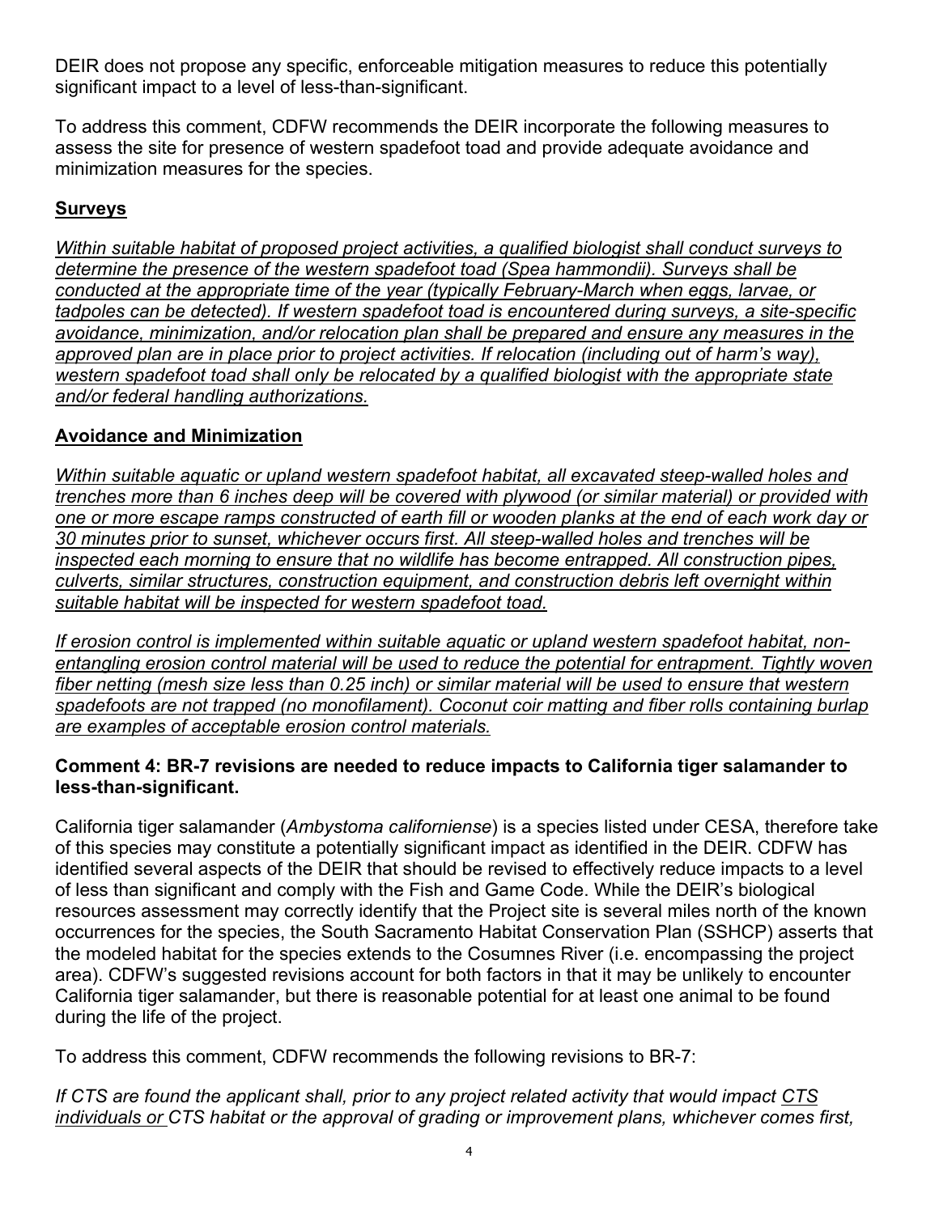DEIR does not propose any specific, enforceable mitigation measures to reduce this potentially significant impact to a level of less-than-significant.

To address this comment, CDFW recommends the DEIR incorporate the following measures to assess the site for presence of western spadefoot toad and provide adequate avoidance and minimization measures for the species.

**Surveys**

<u>*Within suitable habitat of proposed project activities, a qualified biologist shall conduct surveys to determine the presence of the western spadefoot toad (Spea hammondii). Surveys shall be conducted at the appropriate time of the year (typically February-March when eggs, larvae, or tadpoles can be detected). If western spadefoot toad is encountered during surveys, a site-specific avoidance, minimization, and/or relocation plan shall be prepared and ensure any measures in the approved plan are in place prior to project activities. If relocation (including out of harm's way), western spadefoot toad shall only be relocated by a qualified biologist with the appropriate state and/or federal handling authorizations.*</u>

**Avoidance and Minimization**

<u>*Within suitable aquatic or upland western spadefoot habitat, all excavated steep-walled holes and trenches more than 6 inches deep will be covered with plywood (or similar material) or provided with one or more escape ramps constructed of earth fill or wooden planks at the end of each work day or 30 minutes prior to sunset, whichever occurs first. All steep-walled holes and trenches will be inspected each morning to ensure that no wildlife has become entrapped. All construction pipes, culverts, similar structures, construction equipment, and construction debris left overnight within suitable habitat will be inspected for western spadefoot toad.*</u>

<u>*If erosion control is implemented within suitable aquatic or upland western spadefoot habitat, non-entangling erosion control material will be used to reduce the potential for entrapment. Tightly woven fiber netting (mesh size less than 0.25 inch) or similar material will be used to ensure that western spadefoots are not trapped (no monofilament). Coconut coir matting and fiber rolls containing burlap are examples of acceptable erosion control materials.*</u>

**Comment 4: BR-7 revisions are needed to reduce impacts to California tiger salamander to less-than-significant.**

California tiger salamander (*Ambystoma californiense*) is a species listed under CESA, therefore take of this species may constitute a potentially significant impact as identified in the DEIR. CDFW has identified several aspects of the DEIR that should be revised to effectively reduce impacts to a level of less than significant and comply with the Fish and Game Code. While the DEIR's biological resources assessment may correctly identify that the Project site is several miles north of the known occurrences for the species, the South Sacramento Habitat Conservation Plan (SSHCP) asserts that the modeled habitat for the species extends to the Cosumnes River (i.e. encompassing the project area). CDFW's suggested revisions account for both factors in that it may be unlikely to encounter California tiger salamander, but there is reasonable potential for at least one animal to be found during the life of the project.

To address this comment, CDFW recommends the following revisions to BR-7:

*If CTS are found the applicant shall, prior to any project related activity that would impact <u>CTS individuals or</u> CTS habitat or the approval of grading or improvement plans, whichever comes first,*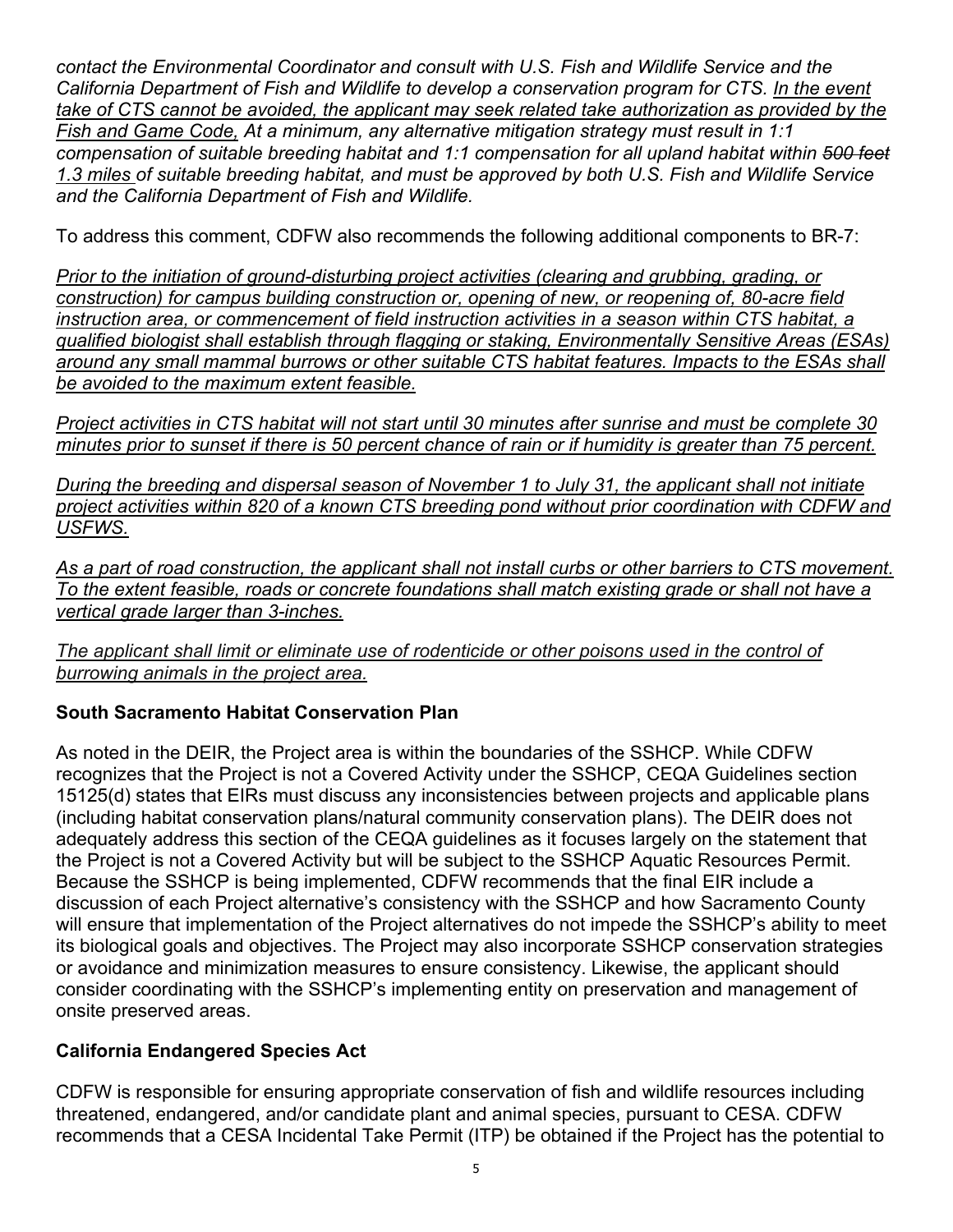*contact the Environmental Coordinator and consult with U.S. Fish and Wildlife Service and the California Department of Fish and Wildlife to develop a conservation program for CTS. <u>In the event take of CTS cannot be avoided, the applicant may seek related take authorization as provided by the Fish and Game Code,</u> At a minimum, any alternative mitigation strategy must result in 1:1 compensation of suitable breeding habitat and 1:1 compensation for all upland habitat within ~~500 feet~~ <u>1.3 miles</u> of suitable breeding habitat, and must be approved by both U.S. Fish and Wildlife Service and the California Department of Fish and Wildlife.*

To address this comment, CDFW also recommends the following additional components to BR-7:

*<u>Prior to the initiation of ground-disturbing project activities (clearing and grubbing, grading, or construction) for campus building construction or, opening of new, or reopening of, 80-acre field instruction area, or commencement of field instruction activities in a season within CTS habitat, a qualified biologist shall establish through flagging or staking, Environmentally Sensitive Areas (ESAs) around any small mammal burrows or other suitable CTS habitat features. Impacts to the ESAs shall be avoided to the maximum extent feasible.</u>*

*<u>Project activities in CTS habitat will not start until 30 minutes after sunrise and must be complete 30 minutes prior to sunset if there is 50 percent chance of rain or if humidity is greater than 75 percent.</u>*

*<u>During the breeding and dispersal season of November 1 to July 31, the applicant shall not initiate project activities within 820 of a known CTS breeding pond without prior coordination with CDFW and USFWS.</u>*

*<u>As a part of road construction, the applicant shall not install curbs or other barriers to CTS movement. To the extent feasible, roads or concrete foundations shall match existing grade or shall not have a vertical grade larger than 3-inches.</u>*

*<u>The applicant shall limit or eliminate use of rodenticide or other poisons used in the control of burrowing animals in the project area.</u>*

**South Sacramento Habitat Conservation Plan**

As noted in the DEIR, the Project area is within the boundaries of the SSHCP. While CDFW recognizes that the Project is not a Covered Activity under the SSHCP, CEQA Guidelines section 15125(d) states that EIRs must discuss any inconsistencies between projects and applicable plans (including habitat conservation plans/natural community conservation plans). The DEIR does not adequately address this section of the CEQA guidelines as it focuses largely on the statement that the Project is not a Covered Activity but will be subject to the SSHCP Aquatic Resources Permit. Because the SSHCP is being implemented, CDFW recommends that the final EIR include a discussion of each Project alternative's consistency with the SSHCP and how Sacramento County will ensure that implementation of the Project alternatives do not impede the SSHCP's ability to meet its biological goals and objectives. The Project may also incorporate SSHCP conservation strategies or avoidance and minimization measures to ensure consistency. Likewise, the applicant should consider coordinating with the SSHCP's implementing entity on preservation and management of onsite preserved areas.

**California Endangered Species Act**

CDFW is responsible for ensuring appropriate conservation of fish and wildlife resources including threatened, endangered, and/or candidate plant and animal species, pursuant to CESA. CDFW recommends that a CESA Incidental Take Permit (ITP) be obtained if the Project has the potential to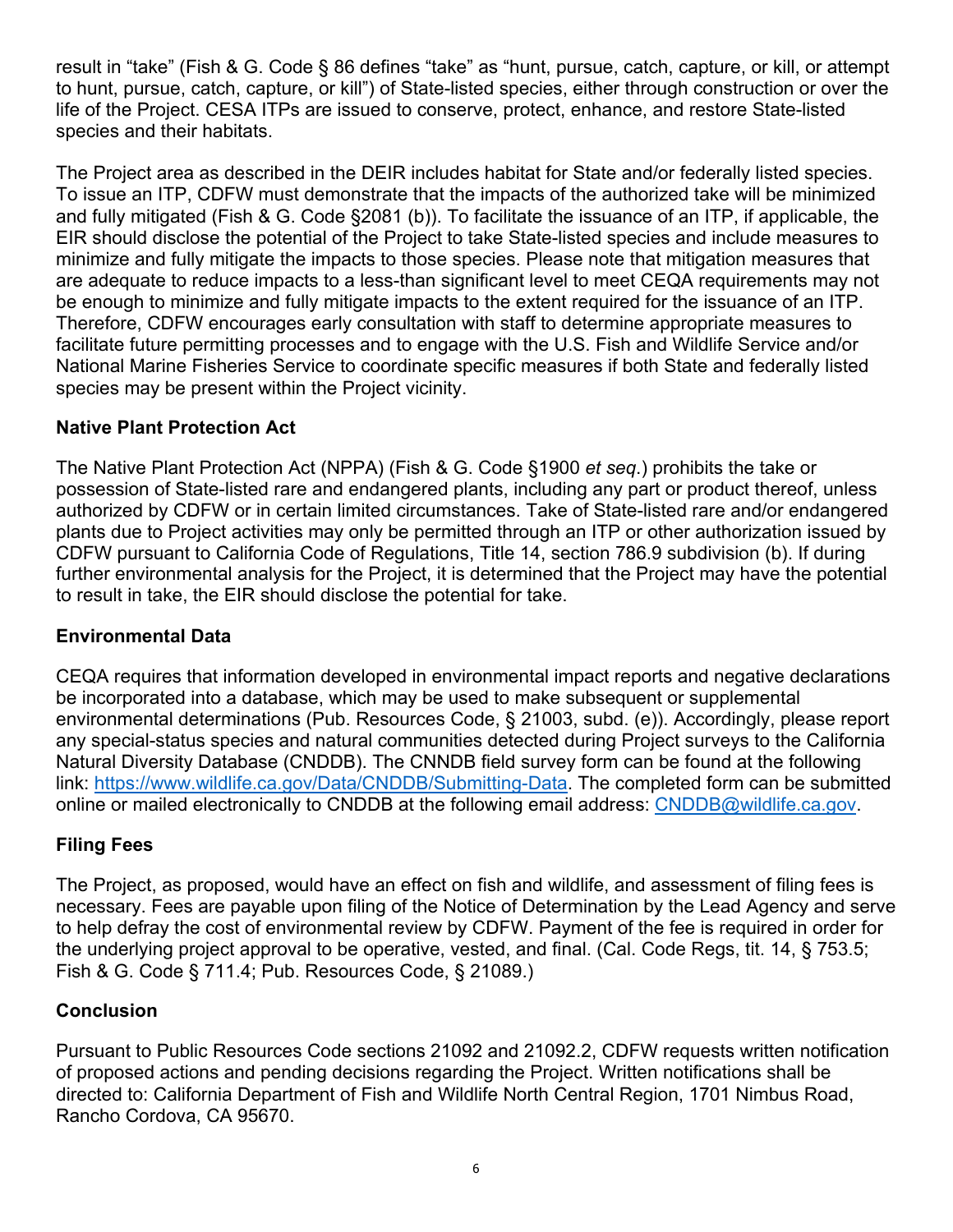result in "take" (Fish & G. Code § 86 defines "take" as "hunt, pursue, catch, capture, or kill, or attempt to hunt, pursue, catch, capture, or kill") of State-listed species, either through construction or over the life of the Project. CESA ITPs are issued to conserve, protect, enhance, and restore State-listed species and their habitats.

The Project area as described in the DEIR includes habitat for State and/or federally listed species. To issue an ITP, CDFW must demonstrate that the impacts of the authorized take will be minimized and fully mitigated (Fish & G. Code §2081 (b)). To facilitate the issuance of an ITP, if applicable, the EIR should disclose the potential of the Project to take State-listed species and include measures to minimize and fully mitigate the impacts to those species. Please note that mitigation measures that are adequate to reduce impacts to a less-than significant level to meet CEQA requirements may not be enough to minimize and fully mitigate impacts to the extent required for the issuance of an ITP. Therefore, CDFW encourages early consultation with staff to determine appropriate measures to facilitate future permitting processes and to engage with the U.S. Fish and Wildlife Service and/or National Marine Fisheries Service to coordinate specific measures if both State and federally listed species may be present within the Project vicinity.

## Native Plant Protection Act

The Native Plant Protection Act (NPPA) (Fish & G. Code §1900 *et seq*.) prohibits the take or possession of State-listed rare and endangered plants, including any part or product thereof, unless authorized by CDFW or in certain limited circumstances. Take of State-listed rare and/or endangered plants due to Project activities may only be permitted through an ITP or other authorization issued by CDFW pursuant to California Code of Regulations, Title 14, section 786.9 subdivision (b). If during further environmental analysis for the Project, it is determined that the Project may have the potential to result in take, the EIR should disclose the potential for take.

## Environmental Data

CEQA requires that information developed in environmental impact reports and negative declarations be incorporated into a database, which may be used to make subsequent or supplemental environmental determinations (Pub. Resources Code, § 21003, subd. (e)). Accordingly, please report any special-status species and natural communities detected during Project surveys to the California Natural Diversity Database (CNDDB). The CNNDB field survey form can be found at the following link: https://www.wildlife.ca.gov/Data/CNDDB/Submitting-Data. The completed form can be submitted online or mailed electronically to CNDDB at the following email address: CNDDB@wildlife.ca.gov.

## Filing Fees

The Project, as proposed, would have an effect on fish and wildlife, and assessment of filing fees is necessary. Fees are payable upon filing of the Notice of Determination by the Lead Agency and serve to help defray the cost of environmental review by CDFW. Payment of the fee is required in order for the underlying project approval to be operative, vested, and final. (Cal. Code Regs, tit. 14, § 753.5; Fish & G. Code § 711.4; Pub. Resources Code, § 21089.)

## Conclusion

Pursuant to Public Resources Code sections 21092 and 21092.2, CDFW requests written notification of proposed actions and pending decisions regarding the Project. Written notifications shall be directed to: California Department of Fish and Wildlife North Central Region, 1701 Nimbus Road, Rancho Cordova, CA 95670.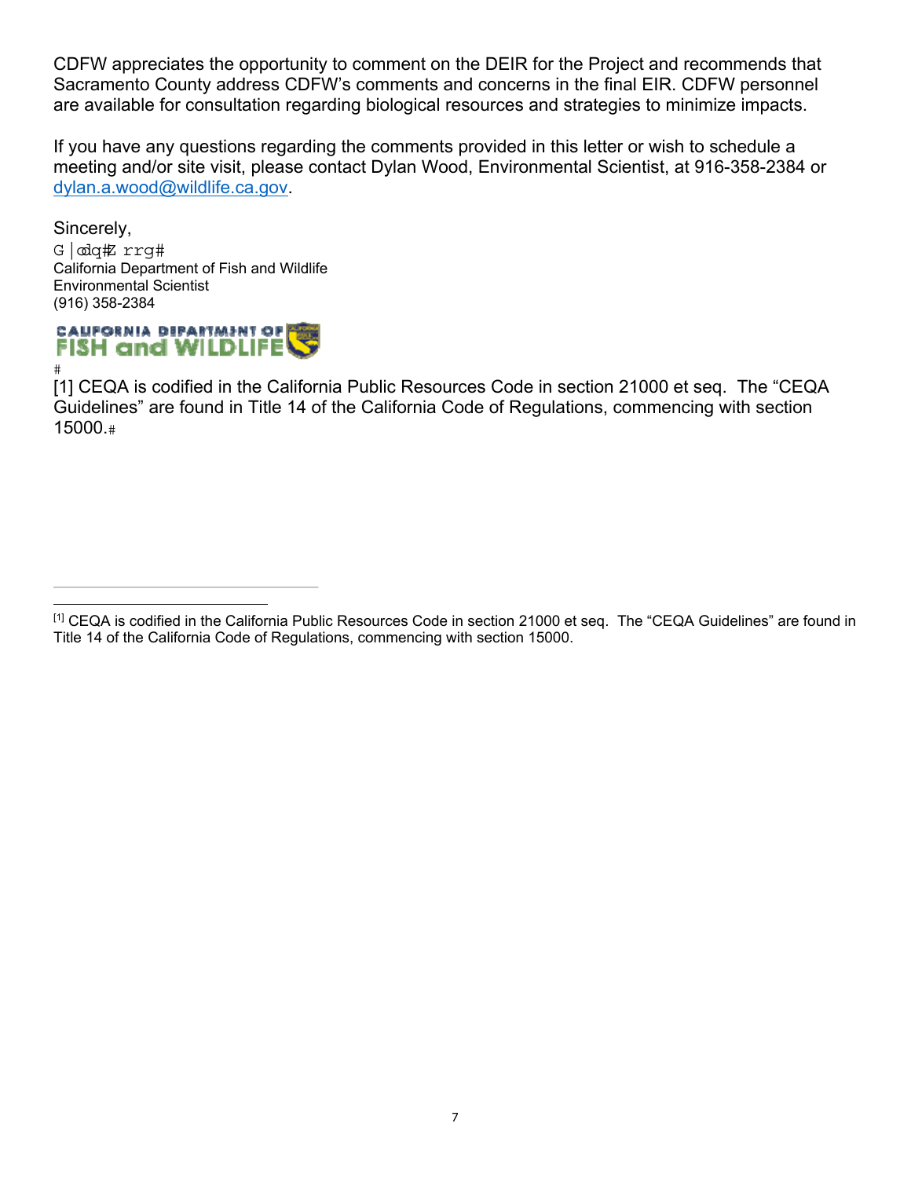CDFW appreciates the opportunity to comment on the DEIR for the Project and recommends that Sacramento County address CDFW's comments and concerns in the final EIR. CDFW personnel are available for consultation regarding biological resources and strategies to minimize impacts.

If you have any questions regarding the comments provided in this letter or wish to schedule a meeting and/or site visit, please contact Dylan Wood, Environmental Scientist, at 916-358-2384 or dylan.a.wood@wildlife.ca.gov.

Sincerely,
G|odq#Z rrg#
California Department of Fish and Wildlife
Environmental Scientist
(916) 358-2384

CALIFORNIA DEPARTMENT OF FISH and WILDLIFE

#
[1] CEQA is codified in the California Public Resources Code in section 21000 et seq. The "CEQA Guidelines" are found in Title 14 of the California Code of Regulations, commencing with section 15000.#

---

[1] CEQA is codified in the California Public Resources Code in section 21000 et seq. The "CEQA Guidelines" are found in Title 14 of the California Code of Regulations, commencing with section 15000.